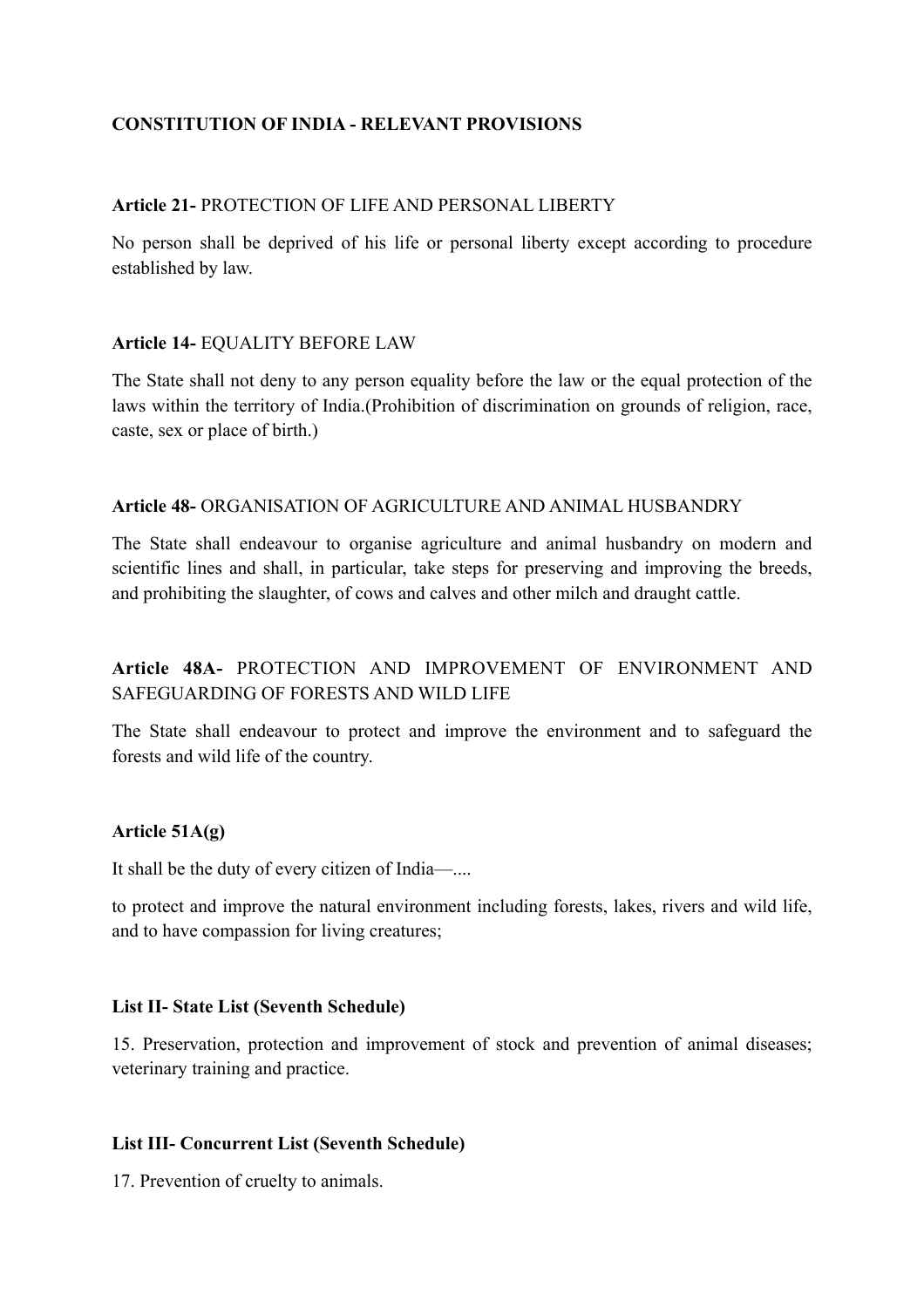**CONSTITUTION OF INDIA - RELEVANT PROVISIONS**

**Article 21-** PROTECTION OF LIFE AND PERSONAL LIBERTY

No person shall be deprived of his life or personal liberty except according to procedure established by law.

**Article 14-** EQUALITY BEFORE LAW

The State shall not deny to any person equality before the law or the equal protection of the laws within the territory of India.(Prohibition of discrimination on grounds of religion, race, caste, sex or place of birth.)

**Article 48-** ORGANISATION OF AGRICULTURE AND ANIMAL HUSBANDRY

The State shall endeavour to organise agriculture and animal husbandry on modern and scientific lines and shall, in particular, take steps for preserving and improving the breeds, and prohibiting the slaughter, of cows and calves and other milch and draught cattle.

**Article 48A-** PROTECTION AND IMPROVEMENT OF ENVIRONMENT AND SAFEGUARDING OF FORESTS AND WILD LIFE

The State shall endeavour to protect and improve the environment and to safeguard the forests and wild life of the country.

**Article 51A(g)**

It shall be the duty of every citizen of India—....

to protect and improve the natural environment including forests, lakes, rivers and wild life, and to have compassion for living creatures;

**List II- State List (Seventh Schedule)**

15. Preservation, protection and improvement of stock and prevention of animal diseases; veterinary training and practice.

**List III- Concurrent List (Seventh Schedule)**

17. Prevention of cruelty to animals.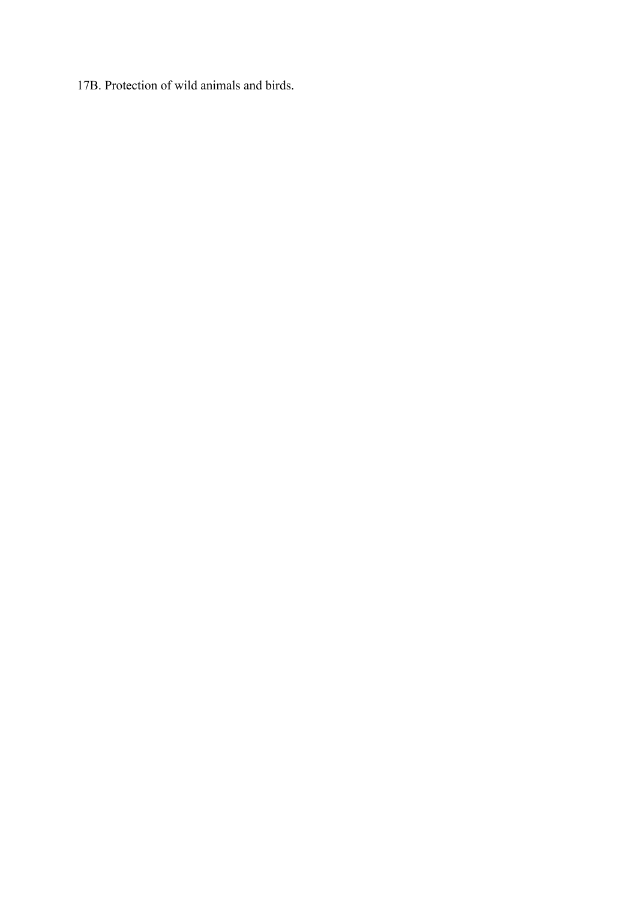17B. Protection of wild animals and birds.